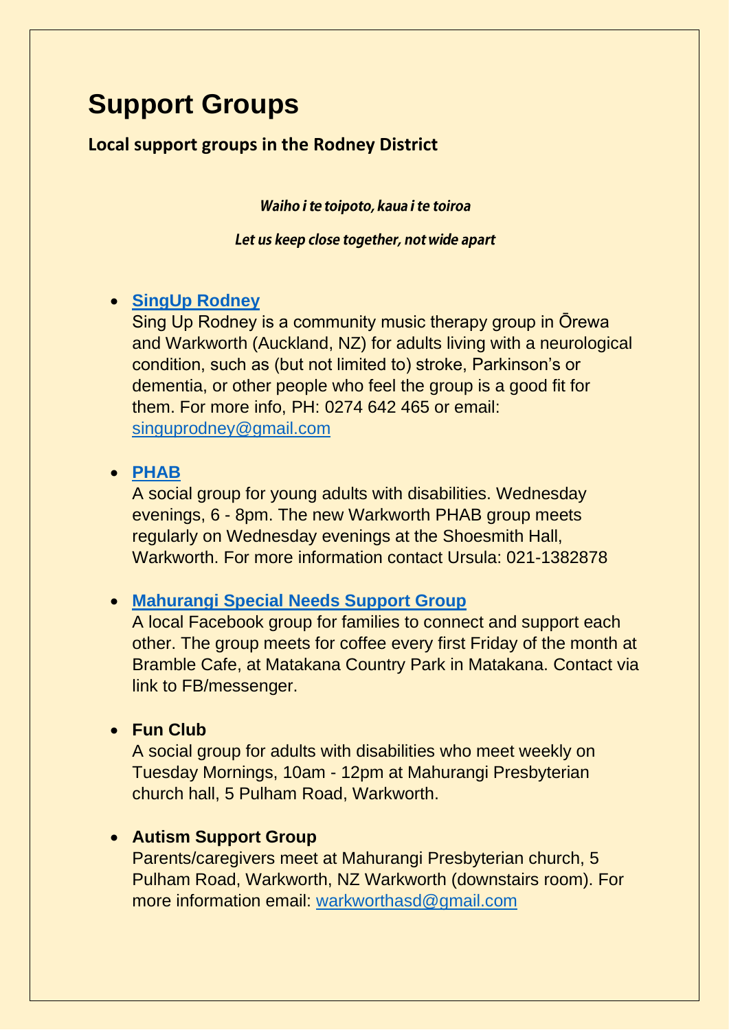# Support Groups

## Local support groups in the Rodney District

***Waiho i te toipoto, kaua i te toiroa***

***Let us keep close together, not wide apart***

- **SingUp Rodney**
  Sing Up Rodney is a community music therapy group in Ōrewa and Warkworth (Auckland, NZ) for adults living with a neurological condition, such as (but not limited to) stroke, Parkinson's or dementia, or other people who feel the group is a good fit for them. For more info, PH: 0274 642 465 or email: singuprodney@gmail.com

- **PHAB**
  A social group for young adults with disabilities. Wednesday evenings, 6 - 8pm. The new Warkworth PHAB group meets regularly on Wednesday evenings at the Shoesmith Hall, Warkworth. For more information contact Ursula: 021-1382878

- **Mahurangi Special Needs Support Group**
  A local Facebook group for families to connect and support each other. The group meets for coffee every first Friday of the month at Bramble Cafe, at Matakana Country Park in Matakana. Contact via link to FB/messenger.

- **Fun Club**
  A social group for adults with disabilities who meet weekly on Tuesday Mornings, 10am - 12pm at Mahurangi Presbyterian church hall, 5 Pulham Road, Warkworth.

- **Autism Support Group**
  Parents/caregivers meet at Mahurangi Presbyterian church, 5 Pulham Road, Warkworth, NZ Warkworth (downstairs room). For more information email: warkworthasd@gmail.com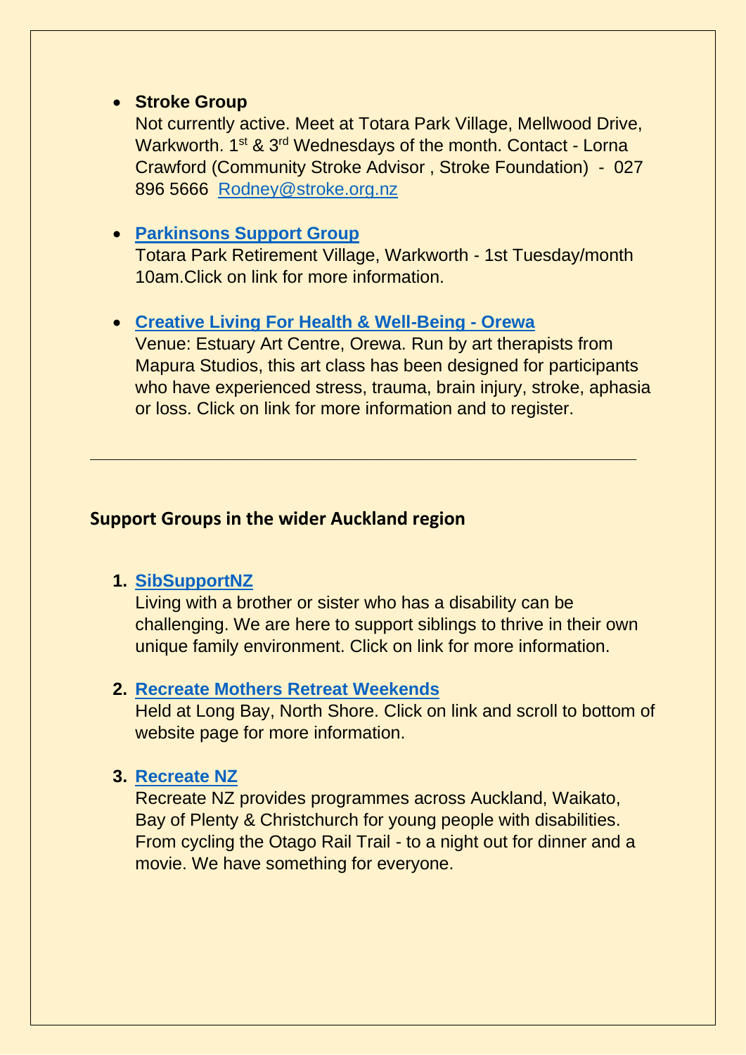- **Stroke Group**
  Not currently active. Meet at Totara Park Village, Mellwood Drive, Warkworth. 1st & 3rd Wednesdays of the month. Contact - Lorna Crawford (Community Stroke Advisor , Stroke Foundation) - 027 896 5666 Rodney@stroke.org.nz

- **Parkinsons Support Group**
  Totara Park Retirement Village, Warkworth - 1st Tuesday/month 10am.Click on link for more information.

- **Creative Living For Health & Well-Being - Orewa**
  Venue: Estuary Art Centre, Orewa. Run by art therapists from Mapura Studios, this art class has been designed for participants who have experienced stress, trauma, brain injury, stroke, aphasia or loss. Click on link for more information and to register.

---

## Support Groups in the wider Auckland region

1. **SibSupportNZ**
   Living with a brother or sister who has a disability can be challenging. We are here to support siblings to thrive in their own unique family environment. Click on link for more information.

2. **Recreate Mothers Retreat Weekends**
   Held at Long Bay, North Shore. Click on link and scroll to bottom of website page for more information.

3. **Recreate NZ**
   Recreate NZ provides programmes across Auckland, Waikato, Bay of Plenty & Christchurch for young people with disabilities. From cycling the Otago Rail Trail - to a night out for dinner and a movie. We have something for everyone.